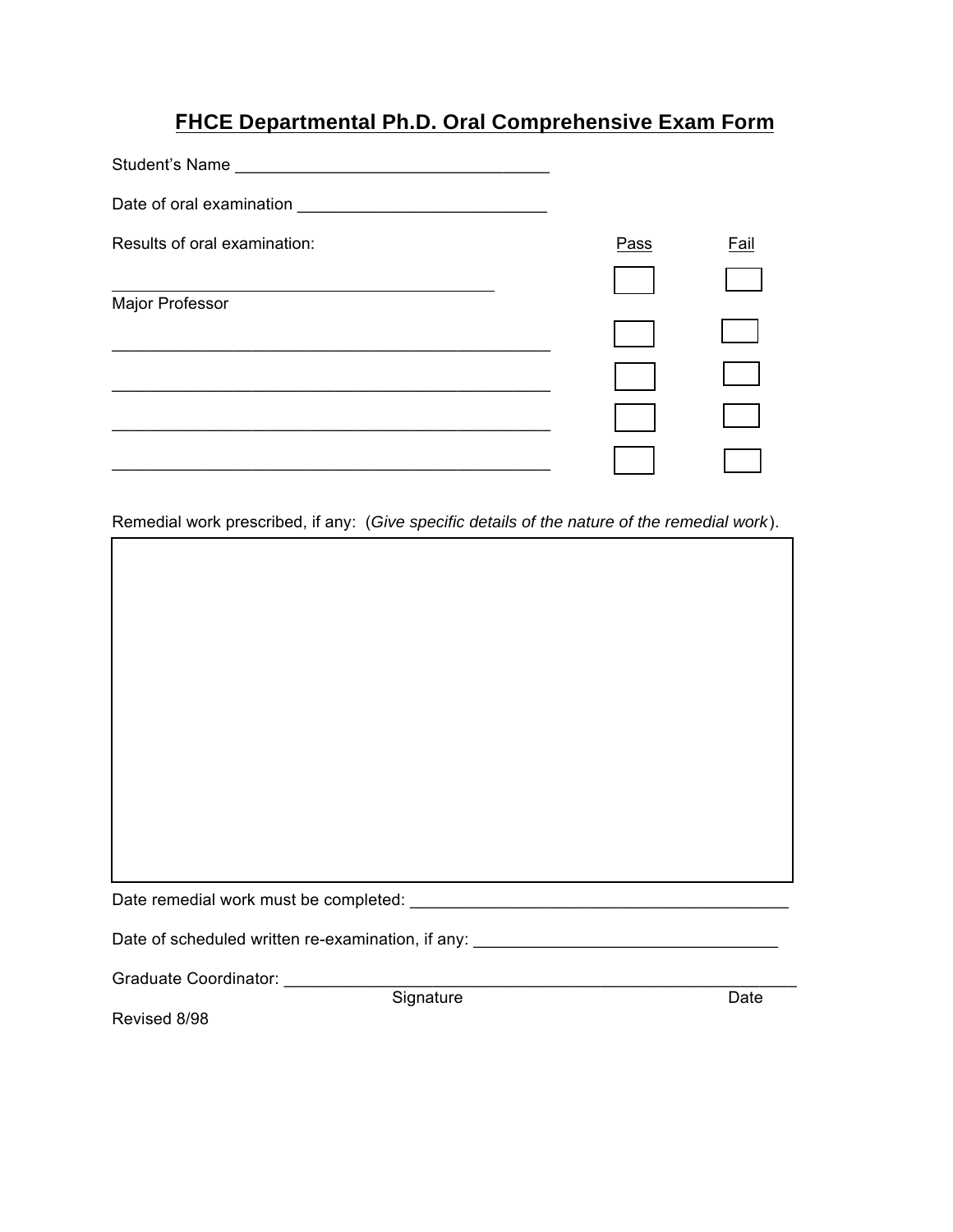# FHCE Departmental Ph.D. Oral Comprehensive Exam Form

Student's Name ___________________________________

Date of oral examination ___________________________

Results of oral examination:

| | Pass | Fail |
|---|---|---|
| ___________________________________________ Major Professor | ☐ | ☐ |
| ___________________________________________ | ☐ | ☐ |
| ___________________________________________ | ☐ | ☐ |
| ___________________________________________ | ☐ | ☐ |
| ___________________________________________ | ☐ | ☐ |

Remedial work prescribed, if any: (*Give specific details of the nature of the remedial work*).

| |
|---|
| |

Date remedial work must be completed: _________________________________________

Date of scheduled written re-examination, if any: _________________________________

Graduate Coordinator: ________________________________________________________

Signature Date

Revised 8/98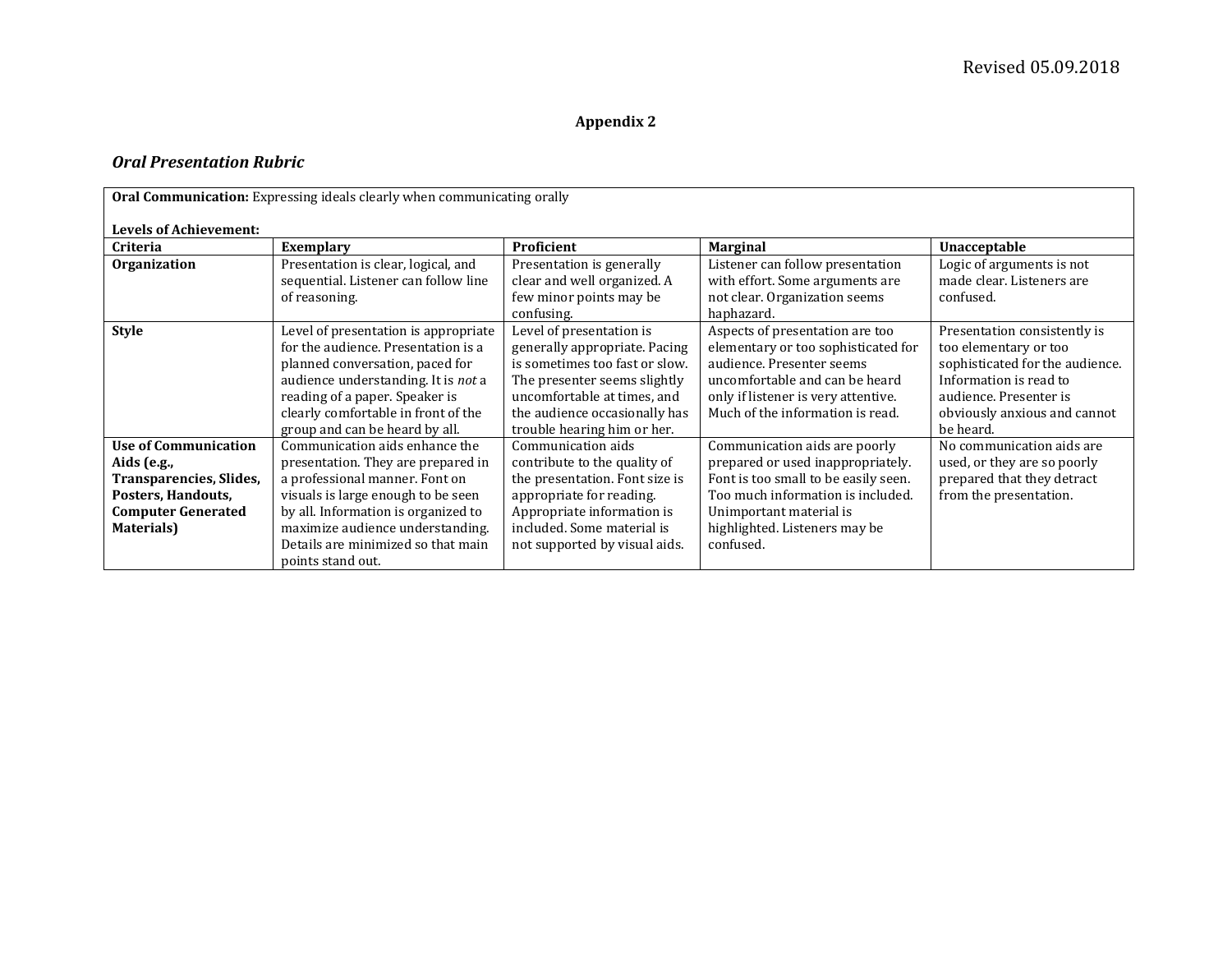## Appendix 2

### *Oral Presentation Rubric*

**Oral Communication:** Expressing ideals clearly when communicating orally

**Levels of Achievement:**

| Criteria | Exemplary | Proficient | Marginal | Unacceptable |
|---|---|---|---|---|
| **Organization** | Presentation is clear, logical, and sequential. Listener can follow line of reasoning. | Presentation is generally clear and well organized. A few minor points may be confusing. | Listener can follow presentation with effort. Some arguments are not clear. Organization seems haphazard. | Logic of arguments is not made clear. Listeners are confused. |
| **Style** | Level of presentation is appropriate for the audience. Presentation is a planned conversation, paced for audience understanding. It is *not* a reading of a paper. Speaker is clearly comfortable in front of the group and can be heard by all. | Level of presentation is generally appropriate. Pacing is sometimes too fast or slow. The presenter seems slightly uncomfortable at times, and the audience occasionally has trouble hearing him or her. | Aspects of presentation are too elementary or too sophisticated for audience. Presenter seems uncomfortable and can be heard only if listener is very attentive. Much of the information is read. | Presentation consistently is too elementary or too sophisticated for the audience. Information is read to audience. Presenter is obviously anxious and cannot be heard. |
| **Use of Communication Aids (e.g., Transparencies, Slides, Posters, Handouts, Computer Generated Materials)** | Communication aids enhance the presentation. They are prepared in a professional manner. Font on visuals is large enough to be seen by all. Information is organized to maximize audience understanding. Details are minimized so that main points stand out. | Communication aids contribute to the quality of the presentation. Font size is appropriate for reading. Appropriate information is included. Some material is not supported by visual aids. | Communication aids are poorly prepared or used inappropriately. Font is too small to be easily seen. Too much information is included. Unimportant material is highlighted. Listeners may be confused. | No communication aids are used, or they are so poorly prepared that they detract from the presentation. |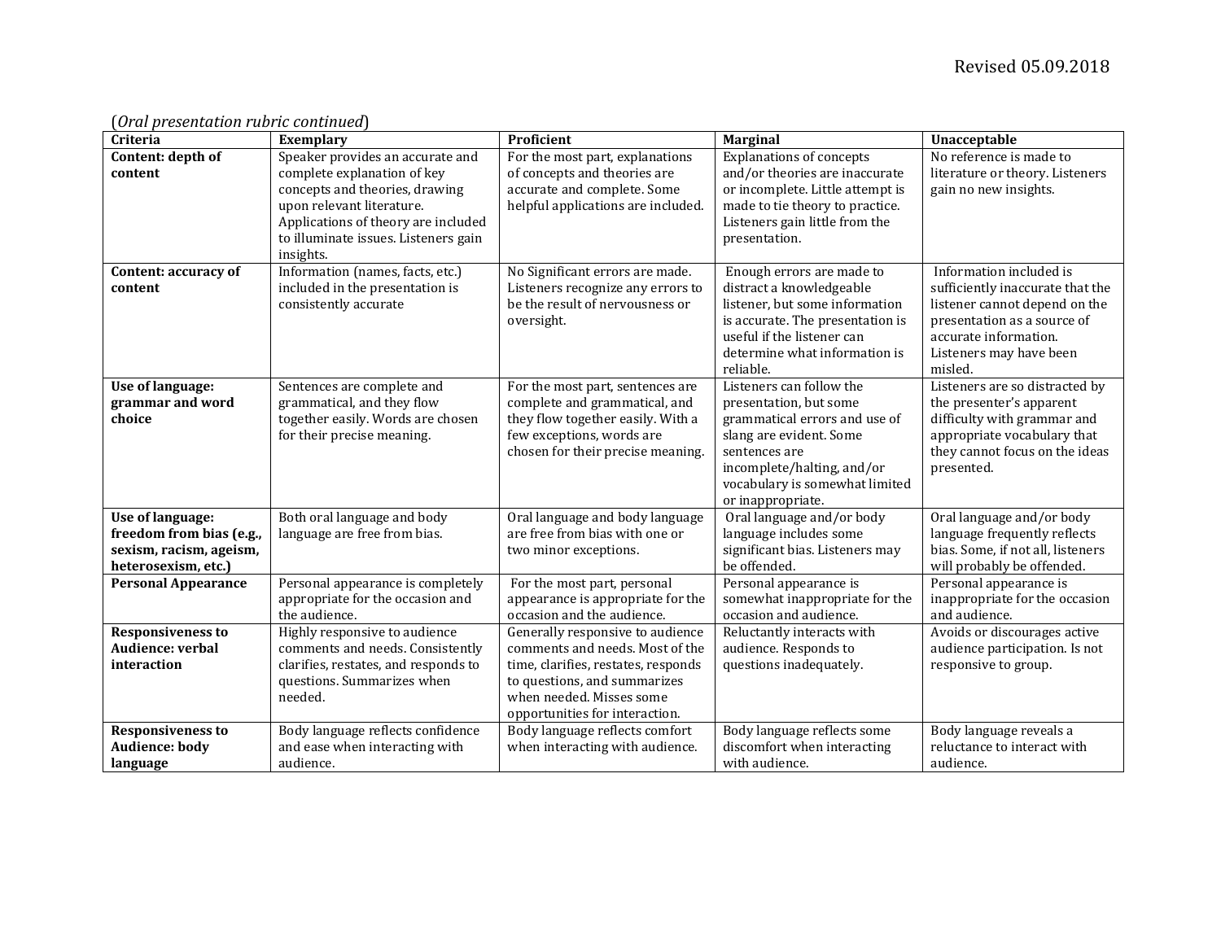(*Oral presentation rubric continued*)

| Criteria | Exemplary | Proficient | Marginal | Unacceptable |
|---|---|---|---|---|
| **Content: depth of content** | Speaker provides an accurate and complete explanation of key concepts and theories, drawing upon relevant literature. Applications of theory are included to illuminate issues. Listeners gain insights. | For the most part, explanations of concepts and theories are accurate and complete. Some helpful applications are included. | Explanations of concepts and/or theories are inaccurate or incomplete. Little attempt is made to tie theory to practice. Listeners gain little from the presentation. | No reference is made to literature or theory. Listeners gain no new insights. |
| **Content: accuracy of content** | Information (names, facts, etc.) included in the presentation is consistently accurate | No Significant errors are made. Listeners recognize any errors to be the result of nervousness or oversight. | Enough errors are made to distract a knowledgeable listener, but some information is accurate. The presentation is useful if the listener can determine what information is reliable. | Information included is sufficiently inaccurate that the listener cannot depend on the presentation as a source of accurate information. Listeners may have been misled. |
| **Use of language: grammar and word choice** | Sentences are complete and grammatical, and they flow together easily. Words are chosen for their precise meaning. | For the most part, sentences are complete and grammatical, and they flow together easily. With a few exceptions, words are chosen for their precise meaning. | Listeners can follow the presentation, but some grammatical errors and use of slang are evident. Some sentences are incomplete/halting, and/or vocabulary is somewhat limited or inappropriate. | Listeners are so distracted by the presenter's apparent difficulty with grammar and appropriate vocabulary that they cannot focus on the ideas presented. |
| **Use of language: freedom from bias (e.g., sexism, racism, ageism, heterosexism, etc.)** | Both oral language and body language are free from bias. | Oral language and body language are free from bias with one or two minor exceptions. | Oral language and/or body language includes some significant bias. Listeners may be offended. | Oral language and/or body language frequently reflects bias. Some, if not all, listeners will probably be offended. |
| **Personal Appearance** | Personal appearance is completely appropriate for the occasion and the audience. | For the most part, personal appearance is appropriate for the occasion and the audience. | Personal appearance is somewhat inappropriate for the occasion and audience. | Personal appearance is inappropriate for the occasion and audience. |
| **Responsiveness to Audience: verbal interaction** | Highly responsive to audience comments and needs. Consistently clarifies, restates, and responds to questions. Summarizes when needed. | Generally responsive to audience comments and needs. Most of the time, clarifies, restates, responds to questions, and summarizes when needed. Misses some opportunities for interaction. | Reluctantly interacts with audience. Responds to questions inadequately. | Avoids or discourages active audience participation. Is not responsive to group. |
| **Responsiveness to Audience: body language** | Body language reflects confidence and ease when interacting with audience. | Body language reflects comfort when interacting with audience. | Body language reflects some discomfort when interacting with audience. | Body language reveals a reluctance to interact with audience. |